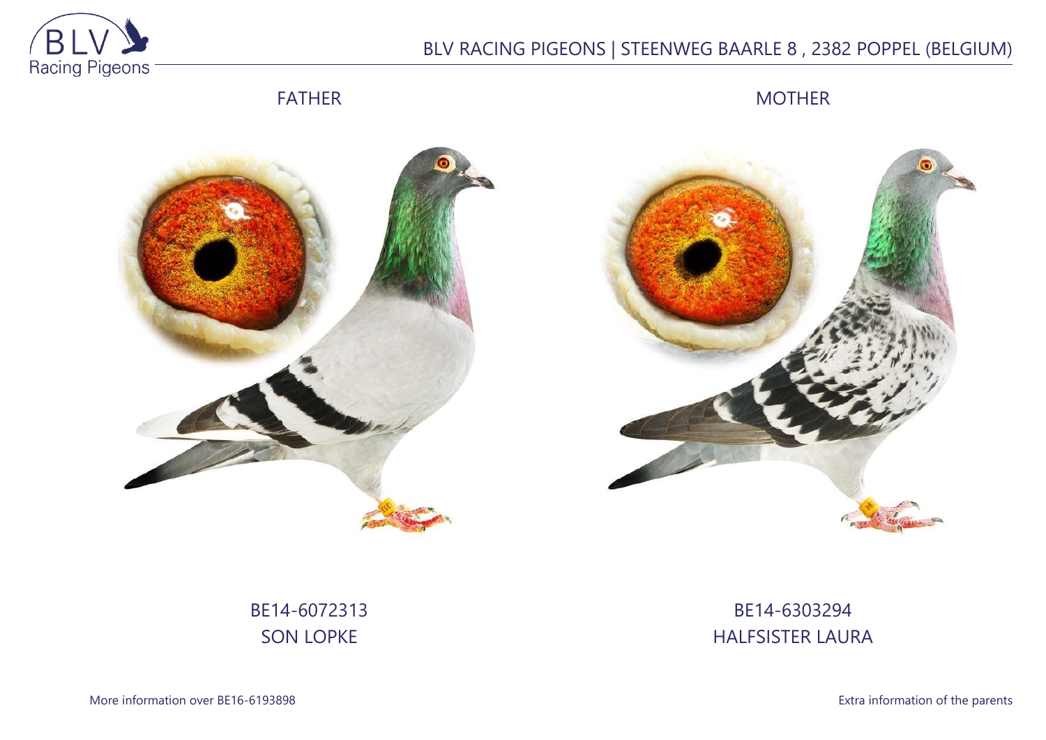BLV RACING PIGEONS | STEENWEG BAARLE 8 , 2382 POPPEL (BELGIUM)

FATHER

MOTHER

BE14-6072313
SON LOPKE

BE14-6303294
HALFSISTER LAURA

More information over BE16-6193898

Extra information of the parents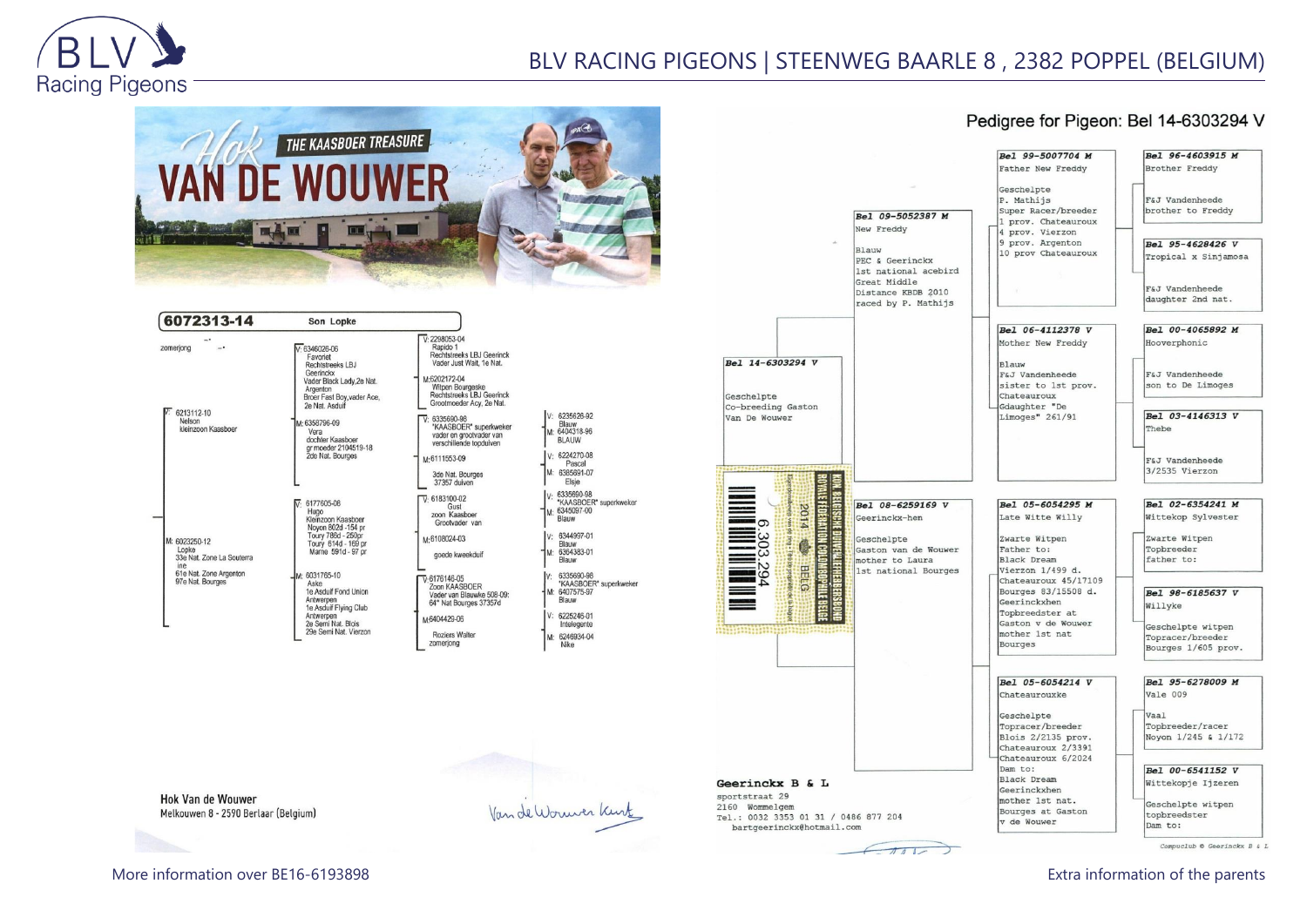BLV RACING PIGEONS | STEENWEG BAARLE 8 , 2382 POPPEL (BELGIUM)

## Hok VAN DE WOUWER – THE KAASBOER TREASURE

### 6072313-14 Son Lopke

zomerjong

**V: 6213112-10** Nelson kleinzoon Kaasboer

- V: 6346026-06 Favoriet Rechtstreeks LBJ Geerinckx Vader Black Lady,2e Nat. Argenton Broer Fast Boy,vader Ace, 2e Nat. Asduif
  - V: 2298053-04 Rapido 1 Rechtstreeks LBJ Geerinck Vader Just Wait, 1e Nat.
  - M: 6202172-04 Witpen Bourgeske Rechtstreeks LBJ Geerinck Grootmoeder Acy, 2e Nat.
- M: 6350796-09 Vera dochter Kaasboer gr moeder 2104519-18 2de Nat. Bourges
  - V: 6335690-98 "KAASBOER" superkweker vader en grootvader van verschillende topduiven
    - V: 6235626-92 Blauw
    - M: 6404318-96 BLAUW
  - M: 6111553-09 3de Nat. Bourges 37357 duiven
    - V: 6224270-08 Pascal
    - M: 6385691-07 Elsje

**M: 6023250-12** Lopke 33e Nat. Zone La Souterraine 61e Nat. Zone Argenton 97e Nat. Bourges

- V: 6177605-08 Hugo Kleinzoon Kaasboer Noyon 802d -154 pr Toury 786d - 250pr Toury 614d - 159 pr Marne 591d - 97 pr
  - V: 6183100-02 Gust zoon Kaasboer Grootvader van
    - V: 6335690-98 "KAASBOER" superkweker
    - M: 6345097-00 Blauw
  - M: 6108024-03 goede kweekduif
    - V: 6344997-01 Blauw
    - M: 6364383-01 Blauw
- M: 6031765-10 Aske 1e Asduif Fond Union Antwerpen 1e Asduif Flying Club Antwerpen 2e Semi Nat. Blois 29e Semi Nat. Vierzon
  - V: 6176146-05 Zoon KAASBOER Vader van Blauwke 508-09: 64° Nat Bourges 37357d
    - V: 6335690-98 "KAASBOER" superkweker
    - M: 6407575-97 Blauw
  - M: 6404429-06 Roziers Walter zomerjong
    - V: 6225246-01 Intelegente
    - M: 6246934-04 Nike

Hok Van de Wouwer
Melkouwen 8 - 2590 Berlaar (Belgium)

## Pedigree for Pigeon: Bel 14-6303294 V

**Bel 14-6303294 V** Geschelpte Co-breeding Gaston Van De Wouwer

- **Bel 09-5052387 M** New Freddy — Blauw PEC & Geerinckx 1st national acebird Great Middle Distance KBDB 2010 raced by P. Mathijs
  - **Bel 99-5007704 M** Father New Freddy — Geschelpte P. Mathijs Super Racer/breeder 1 prov. Chateauroux 4 prov. Vierzon 9 prov. Argenton 10 prov Chateauroux
    - **Bel 96-4603915 M** Brother Freddy — F&J Vandenheede brother to Freddy
    - **Bel 95-4628426 V** Tropical x Sinjamosa — F&J Vandenheede daughter 2nd nat.
  - **Bel 06-4112378 V** Mother New Freddy — Blauw F&J Vandenheede sister to 1st prov. Chateauroux Gdaughter "De Limoges" 261/91
    - **Bel 00-4065892 M** Hooverphonic — F&J Vandenheede son to De Limoges
    - **Bel 03-4146313 V** Thebe — F&J Vandenheede 3/2535 Vierzon
- **Bel 08-6259169 V** Geerinckx-hen — Geschelpte Gaston van de Wouwer mother to Laura 1st national Bourges
  - **Bel 05-6054295 M** Late Witte Willy — Zwarte Witpen Father to: Black Dream Vierzon 1/499 d. Chateauroux 45/17109 Bourges 83/15508 d. Geerinckxhen Topbreedster at Gaston v de Wouwer mother 1st nat Bourges
    - **Bel 02-6354241 M** Wittekop Sylvester — Zwarte Witpen Topbreeder father to:
    - **Bel 98-6185637 V** Willyke — Geschelpte witpen Topracer/breeder Bourges 1/605 prov.
  - **Bel 05-6054214 V** Chateaurouxke — Geschelpte Topracer/breeder Blois 2/2135 prov. Chateauroux 2/3391 Chateauroux 6/2024 Dam to: Black Dream Geerinckxhen mother 1st nat. Bourges at Gaston v de Wouwer
    - **Bel 95-6278009 M** Vale 009 — Vaal Topbreeder/racer Noyon 1/245 & 1/172
    - **Bel 00-6541152 V** Wittekopje Ijzeren — Geschelpte witpen topbreedster Dam to:

Geerinckx B & L
sportstraat 29
2160 Wommelgem
Tel.: 0032 3353 01 31 / 0486 877 204
bartgeerinckx@hotmail.com

Compuclub © Geerinckx B & L

More information over BE16-6193898

Extra information of the parents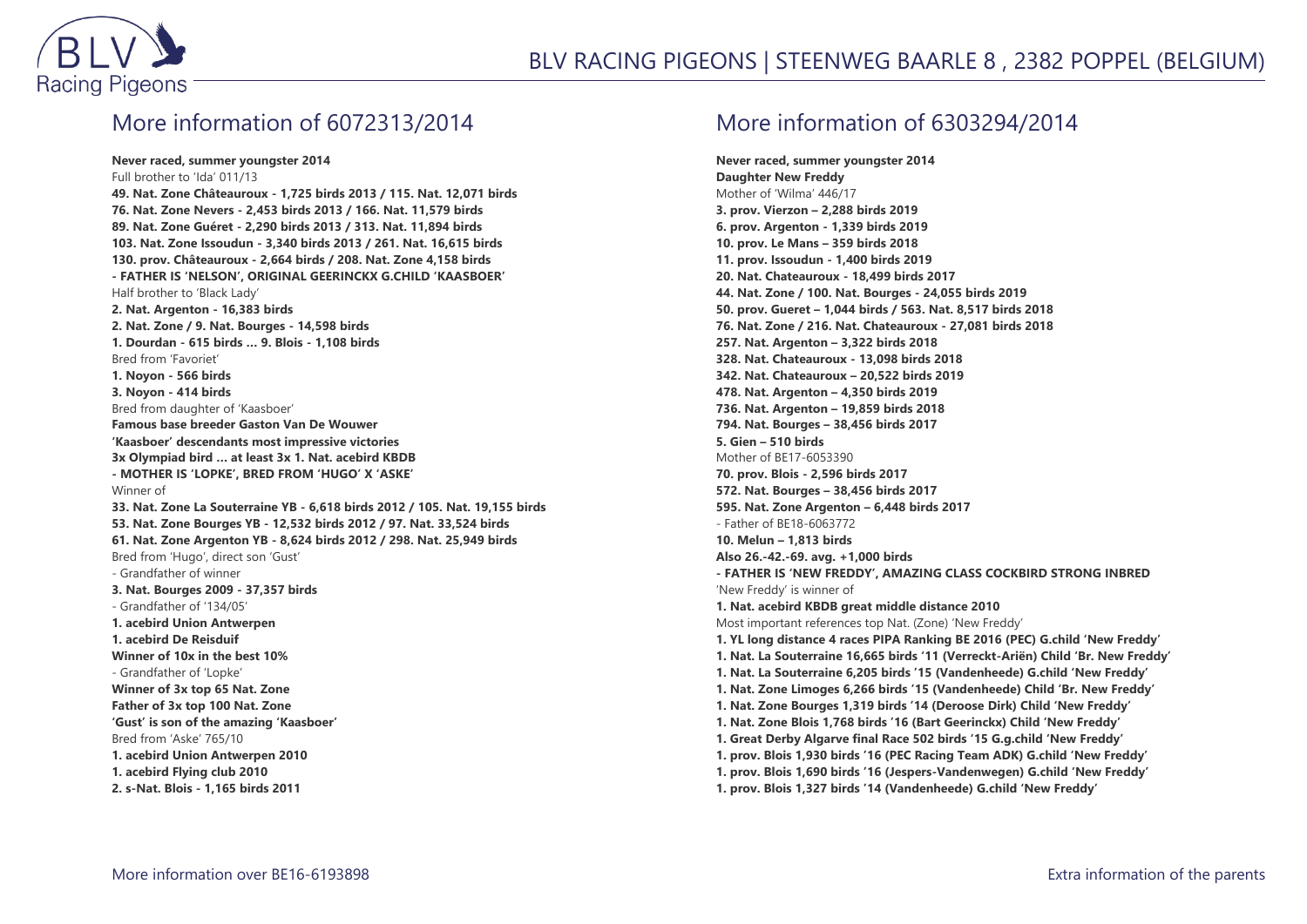## More information of 6072313/2014

**Never raced, summer youngster 2014**
Full brother to 'Ida' 011/13
**49. Nat. Zone Châteauroux - 1,725 birds 2013 / 115. Nat. 12,071 birds**
**76. Nat. Zone Nevers - 2,453 birds 2013 / 166. Nat. 11,579 birds**
**89. Nat. Zone Guéret - 2,290 birds 2013 / 313. Nat. 11,894 birds**
**103. Nat. Zone Issoudun - 3,340 birds 2013 / 261. Nat. 16,615 birds**
**130. prov. Châteauroux - 2,664 birds / 208. Nat. Zone 4,158 birds**
**- FATHER IS 'NELSON', ORIGINAL GEERINCKX G.CHILD 'KAASBOER'**
Half brother to 'Black Lady'
**2. Nat. Argenton - 16,383 birds**
**2. Nat. Zone / 9. Nat. Bourges - 14,598 birds**
**1. Dourdan - 615 birds ... 9. Blois - 1,108 birds**
Bred from 'Favoriet'
**1. Noyon - 566 birds**
**3. Noyon - 414 birds**
Bred from daughter of 'Kaasboer'
**Famous base breeder Gaston Van De Wouwer**
**'Kaasboer' descendants most impressive victories**
**3x Olympiad bird ... at least 3x 1. Nat. acebird KBDB**
**- MOTHER IS 'LOPKE', BRED FROM 'HUGO' X 'ASKE'**
Winner of
**33. Nat. Zone La Souterraine YB - 6,618 birds 2012 / 105. Nat. 19,155 birds**
**53. Nat. Zone Bourges YB - 12,532 birds 2012 / 97. Nat. 33,524 birds**
**61. Nat. Zone Argenton YB - 8,624 birds 2012 / 298. Nat. 25,949 birds**
Bred from 'Hugo', direct son 'Gust'
- Grandfather of winner
**3. Nat. Bourges 2009 - 37,357 birds**
- Grandfather of '134/05'
**1. acebird Union Antwerpen**
**1. acebird De Reisduif**
**Winner of 10x in the best 10%**
- Grandfather of 'Lopke'
**Winner of 3x top 65 Nat. Zone**
**Father of 3x top 100 Nat. Zone**
**'Gust' is son of the amazing 'Kaasboer'**
Bred from 'Aske' 765/10
**1. acebird Union Antwerpen 2010**
**1. acebird Flying club 2010**
**2. s-Nat. Blois - 1,165 birds 2011**

## More information of 6303294/2014

**Never raced, summer youngster 2014**
**Daughter New Freddy**
Mother of 'Wilma' 446/17
**3. prov. Vierzon – 2,288 birds 2019**
**6. prov. Argenton - 1,339 birds 2019**
**10. prov. Le Mans – 359 birds 2018**
**11. prov. Issoudun - 1,400 birds 2019**
**20. Nat. Chateauroux - 18,499 birds 2017**
**44. Nat. Zone / 100. Nat. Bourges - 24,055 birds 2019**
**50. prov. Gueret – 1,044 birds / 563. Nat. 8,517 birds 2018**
**76. Nat. Zone / 216. Nat. Chateauroux - 27,081 birds 2018**
**257. Nat. Argenton – 3,322 birds 2018**
**328. Nat. Chateauroux - 13,098 birds 2018**
**342. Nat. Chateauroux – 20,522 birds 2019**
**478. Nat. Argenton – 4,350 birds 2019**
**736. Nat. Argenton – 19,859 birds 2018**
**794. Nat. Bourges – 38,456 birds 2017**
**5. Gien – 510 birds**
Mother of BE17-6053390
**70. prov. Blois - 2,596 birds 2017**
**572. Nat. Bourges – 38,456 birds 2017**
**595. Nat. Zone Argenton – 6,448 birds 2017**
- Father of BE18-6063772
**10. Melun – 1,813 birds**
**Also 26.-42.-69. avg. +1,000 birds**
**- FATHER IS 'NEW FREDDY', AMAZING CLASS COCKBIRD STRONG INBRED**
'New Freddy' is winner of
**1. Nat. acebird KBDB great middle distance 2010**
Most important references top Nat. (Zone) 'New Freddy'
**1. YL long distance 4 races PIPA Ranking BE 2016 (PEC) G.child 'New Freddy'**
**1. Nat. La Souterraine 16,665 birds '11 (Verreckt-Ariën) Child 'Br. New Freddy'**
**1. Nat. La Souterraine 6,205 birds '15 (Vandenheede) G.child 'New Freddy'**
**1. Nat. Zone Limoges 6,266 birds '15 (Vandenheede) Child 'Br. New Freddy'**
**1. Nat. Zone Bourges 1,319 birds '14 (Deroose Dirk) Child 'New Freddy'**
**1. Nat. Zone Blois 1,768 birds '16 (Bart Geerinckx) Child 'New Freddy'**
**1. Great Derby Algarve final Race 502 birds '15 G.g.child 'New Freddy'**
**1. prov. Blois 1,930 birds '16 (PEC Racing Team ADK) G.child 'New Freddy'**
**1. prov. Blois 1,690 birds '16 (Jespers-Vandenwegen) G.child 'New Freddy'**
**1. prov. Blois 1,327 birds '14 (Vandenheede) G.child 'New Freddy'**

More information over BE16-6193898

Extra information of the parents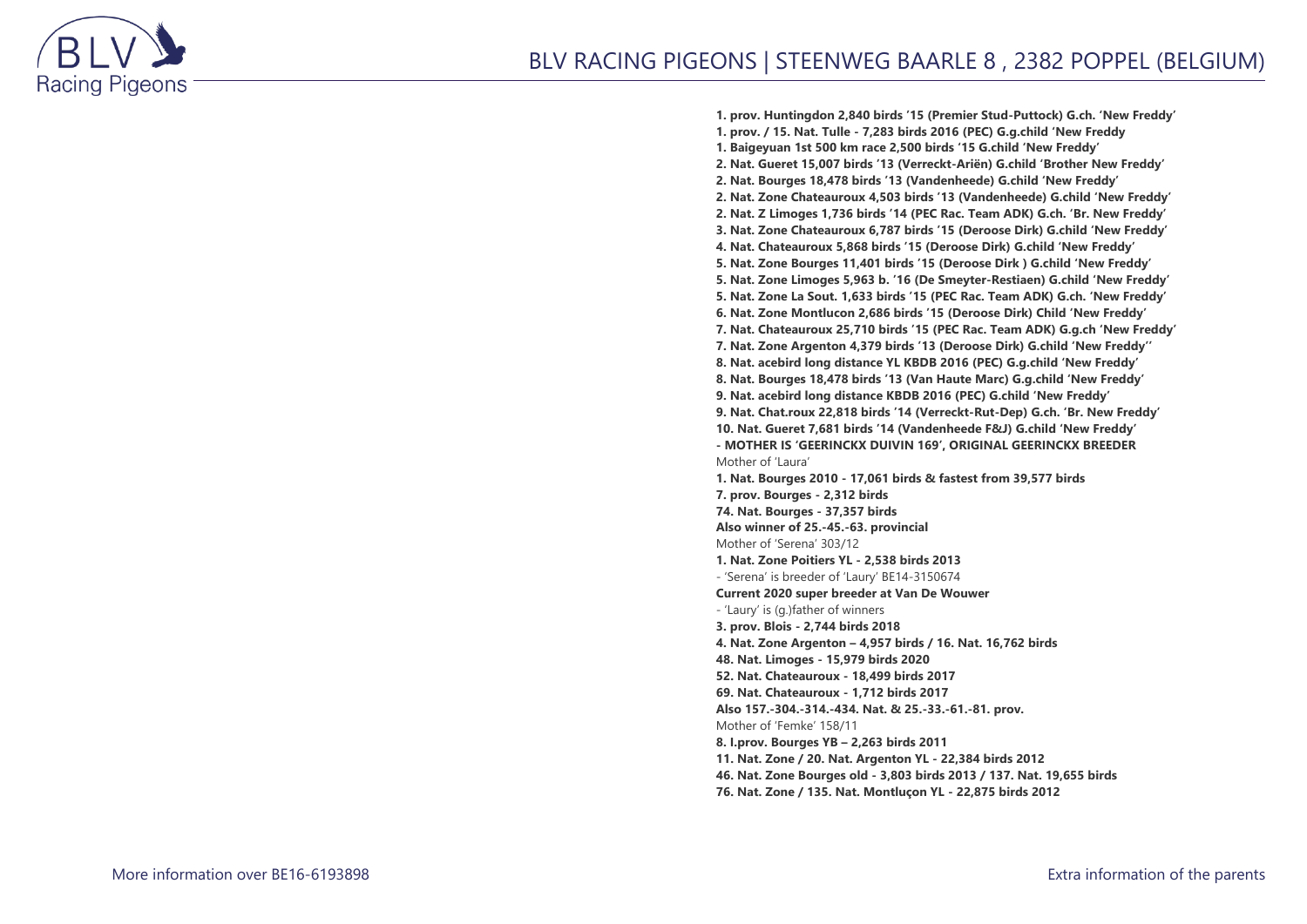**1. prov. Huntingdon 2,840 birds '15 (Premier Stud-Puttock) G.ch. 'New Freddy'**
**1. prov. / 15. Nat. Tulle - 7,283 birds 2016 (PEC) G.g.child 'New Freddy**
**1. Baigeyuan 1st 500 km race 2,500 birds '15 G.child 'New Freddy'**
**2. Nat. Gueret 15,007 birds '13 (Verreckt-Ariën) G.child 'Brother New Freddy'**
**2. Nat. Bourges 18,478 birds '13 (Vandenheede) G.child 'New Freddy'**
**2. Nat. Zone Chateauroux 4,503 birds '13 (Vandenheede) G.child 'New Freddy'**
**2. Nat. Z Limoges 1,736 birds '14 (PEC Rac. Team ADK) G.ch. 'Br. New Freddy'**
**3. Nat. Zone Chateauroux 6,787 birds '15 (Deroose Dirk) G.child 'New Freddy'**
**4. Nat. Chateauroux 5,868 birds '15 (Deroose Dirk) G.child 'New Freddy'**
**5. Nat. Zone Bourges 11,401 birds '15 (Deroose Dirk ) G.child 'New Freddy'**
**5. Nat. Zone Limoges 5,963 b. '16 (De Smeyter-Restiaen) G.child 'New Freddy'**
**5. Nat. Zone La Sout. 1,633 birds '15 (PEC Rac. Team ADK) G.ch. 'New Freddy'**
**6. Nat. Zone Montlucon 2,686 birds '15 (Deroose Dirk) Child 'New Freddy'**
**7. Nat. Chateauroux 25,710 birds '15 (PEC Rac. Team ADK) G.g.ch 'New Freddy'**
**7. Nat. Zone Argenton 4,379 birds '13 (Deroose Dirk) G.child 'New Freddy''**
**8. Nat. acebird long distance YL KBDB 2016 (PEC) G.g.child 'New Freddy'**
**8. Nat. Bourges 18,478 birds '13 (Van Haute Marc) G.g.child 'New Freddy'**
**9. Nat. acebird long distance KBDB 2016 (PEC) G.child 'New Freddy'**
**9. Nat. Chat.roux 22,818 birds '14 (Verreckt-Rut-Dep) G.ch. 'Br. New Freddy'**
**10. Nat. Gueret 7,681 birds '14 (Vandenheede F&J) G.child 'New Freddy'**
**- MOTHER IS 'GEERINCKX DUIVIN 169', ORIGINAL GEERINCKX BREEDER**

Mother of 'Laura'

**1. Nat. Bourges 2010 - 17,061 birds & fastest from 39,577 birds**
**7. prov. Bourges - 2,312 birds**
**74. Nat. Bourges - 37,357 birds**
**Also winner of 25.-45.-63. provincial**

Mother of 'Serena' 303/12

**1. Nat. Zone Poitiers YL - 2,538 birds 2013**

- 'Serena' is breeder of 'Laury' BE14-3150674

**Current 2020 super breeder at Van De Wouwer**

- 'Laury' is (g.)father of winners

**3. prov. Blois - 2,744 birds 2018**
**4. Nat. Zone Argenton – 4,957 birds / 16. Nat. 16,762 birds**
**48. Nat. Limoges - 15,979 birds 2020**
**52. Nat. Chateauroux - 18,499 birds 2017**
**69. Nat. Chateauroux - 1,712 birds 2017**
**Also 157.-304.-314.-434. Nat. & 25.-33.-61.-81. prov.**

Mother of 'Femke' 158/11

**8. I.prov. Bourges YB – 2,263 birds 2011**
**11. Nat. Zone / 20. Nat. Argenton YL - 22,384 birds 2012**
**46. Nat. Zone Bourges old - 3,803 birds 2013 / 137. Nat. 19,655 birds**
**76. Nat. Zone / 135. Nat. Montluçon YL - 22,875 birds 2012**

More information over BE16-6193898

Extra information of the parents